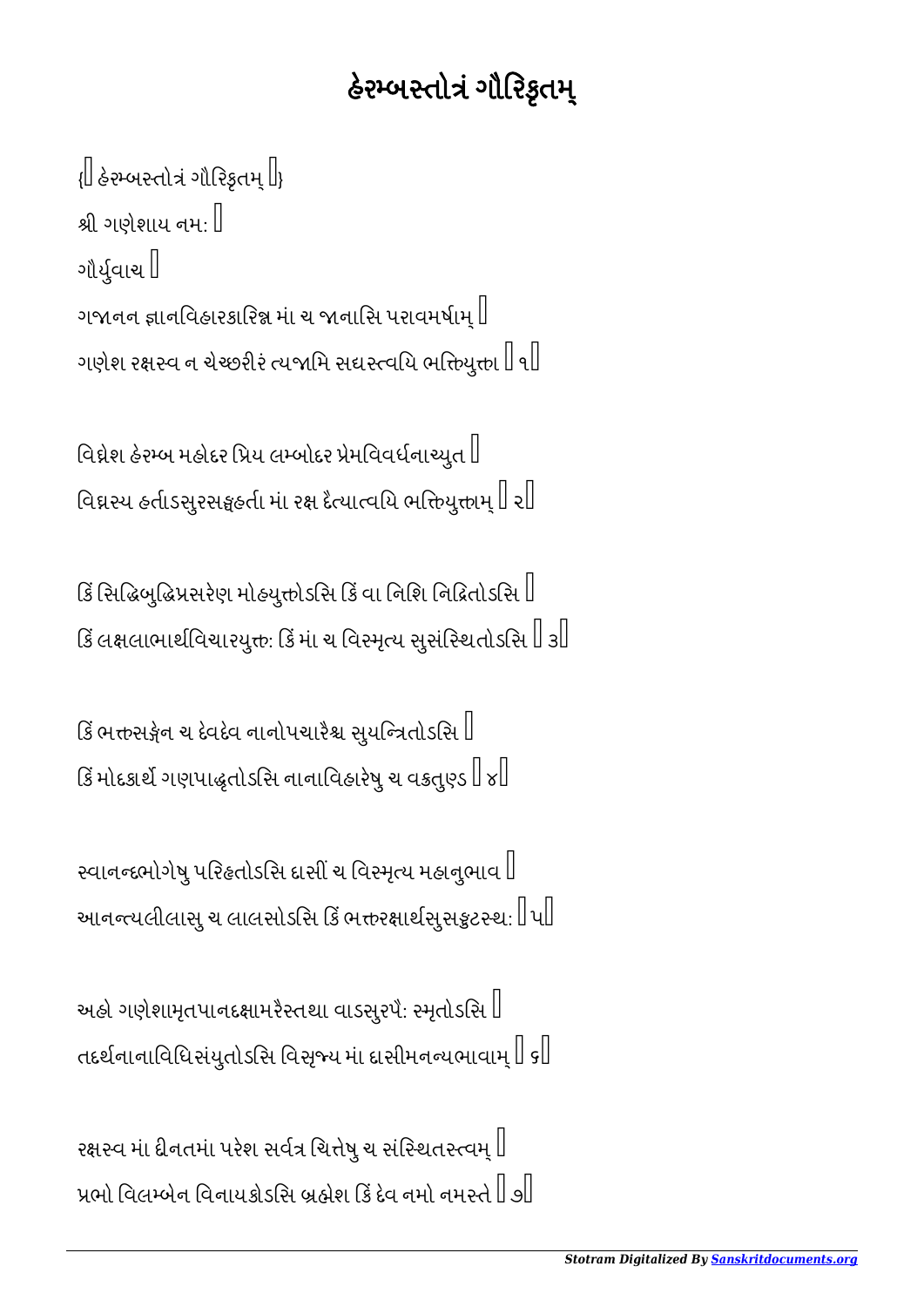# હેરમ્બસ્તોત્રં ગૌરિકૃતમ્

{॥ હેરમ્બસ્તોત્રં ગૌરિકૃતમ્ ॥}

શ્રી ગણેશાય નમઃ ॥

ગૌર્યુવાચ ॥

ગજાનન જ્ઞાનવિહારકારિન્ન માં ચ જાનાસિ પરાવમર્ષામ્ ॥
ગણેશ રક્ષસ્વ ન ચેચ્છરીરં ત્યજામિ સદ્યસ્ત્વયિ ભક્તિયુક્તા ॥ ૧॥

વિઘ્નેશ હેરમ્બ મહોદર પ્રિય લમ્બોદર પ્રેમવિવર્ધનાચ્યુત ॥
વિઘ્નસ્ય હર્તાઽસુરસઙ્ઘહર્તા માં રક્ષ દૈત્યાત્વયિ ભક્તિયુક્તામ્ ॥ ૨॥

કિં સિદ્ધિબુદ્ધિપ્રસરેણ મોહયુક્તોઽસિ કિં વા નિશિ નિદ્રિતોઽસિ ॥
કિં લક્ષલાભાર્થવિચારયુક્તઃ કિં માં ચ વિસ્મૃત્ય સુસંસ્થિતોઽસિ ॥ ૩॥

કિં ભક્તસઙ્ગેન ચ દેવદેવ નાનોપચારૈશ્ચ સુયન્ત્રિતોઽસિ ॥
કિં મોદકાર્થે ગણપાહ્વતોઽસિ નાનાવિહારેષુ ચ વક્રતુણ્ડ ॥ ૪॥

સ્વાનન્દભોગેષુ પરિહૃતોઽસિ દાસીં ચ વિસ્મૃત્ય મહાનુભાવ ॥
આનન્ત્યલીલાસુ ચ લાલસોઽસિ કિં ભક્તરક્ષાર્થસુસઙ્કટસ્થઃ ॥ ૫॥

અહો ગણેશામૃતપાનદક્ષામરૈસ્તથા વાઽસુરપૈઃ સ્મૃતોઽસિ ॥
તદર્થનાનાવિધિસંયુતોઽસિ વિસૃજ્ય માં દાસીમનન્યભાવામ્ ॥ ૬॥

રક્ષસ્વ માં દીનતમાં પરેશ સર્વત્ર ચિત્તેષુ ચ સંસ્થિતસ્ત્વમ્ ॥
પ્રભો વિલમ્બેન વિનાયકોઽસિ બ્રહ્મેશ કિં દેવ નમો નમસ્તે ॥ ૭॥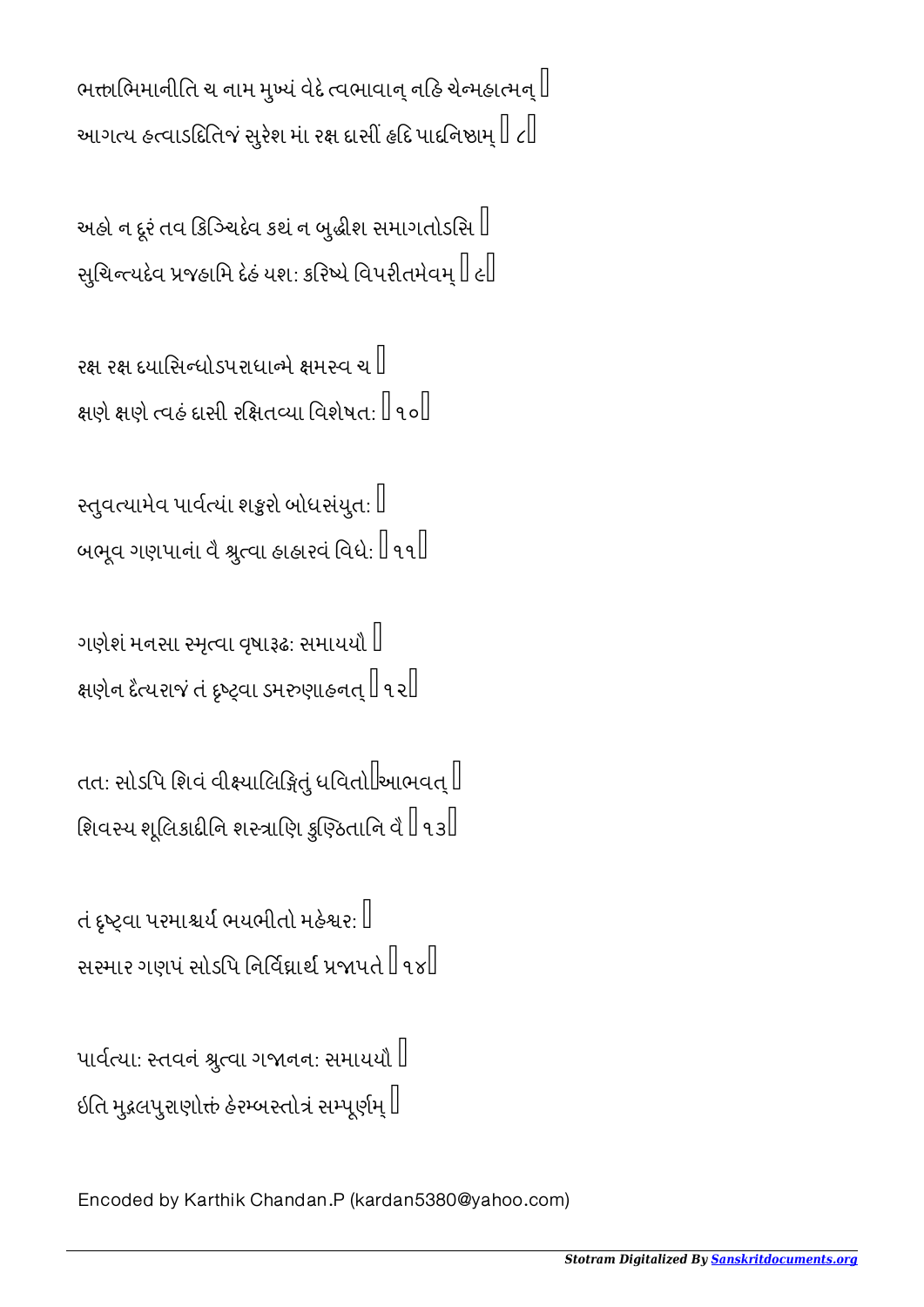ભક્તાભિમાનીતિ ચ નામ મુખ્યં વેદે ત્વભાવાન્ નહિ ચેન્મહાત્મન્ ।
આગત્ય હત્વાऽદિતિજં સુરેશ માં રક્ષ દાસીં હૃદિ પાદનિષ્ઠામ્ ॥ ૮॥

અહો ન દૂરં તવ કિઞ્ચિદેવ કથં ન બુદ્ધીશ સમાગતોऽસિ ।
સુચિન્ત્યદેવ પ્રજહામિ દેહં યશઃ કરિષ્યે વિપરીતમેવમ્ ॥ ૯॥

રક્ષ રક્ષ દયાસિન્ધોऽપરાધાન્મે ક્ષમસ્વ ચ ।
ક્ષણે ક્ષણે ત્વહં દાસી રક્ષિતવ્યા વિશેષતઃ ॥ ૧૦॥

સ્તુવત્યામેવ પાર્વત્યાં શઙ્કરો બોધસંયુતઃ ।
બભૂવ ગણપાનાં વૈ શ્રુત્વા હાહારવં વિધેઃ ॥ ૧૧॥

ગણેશં મનસા સ્મૃત્વા વૃષારૂઢઃ સમાયયૌ ।
ક્ષણેન દૈત્યરાજં તં દૃષ્ટ્વા ડમરુણાહનત્ ॥ ૧૨॥

તતઃ સોऽપિ શિવં વીક્ષ્યાલિઙ્ગિતું ધવિતો।આભવત્ ।
શિવસ્ય શૂલિકાદીનિ શસ્ત્રાણિ કુણ્ઠિતાનિ વૈ ॥ ૧૩॥

તં દૃષ્ટ્વા પરમાશ્ચર્યં ભયભીતો મહેશ્વરઃ ।
સસ્માર ગણપં સોऽપિ નિર્વિઘ્નાર્થં પ્રજાપતે ॥ ૧૪॥

પાર્વત્યાઃ સ્તવનં શ્રુત્વા ગજાનનઃ સમાયયૌ ।
ઇતિ મુદ્ગલપુરાણોક્તં હેરમ્બસ્તોત્રં સમ્પૂર્ણમ્ ।

Encoded by Karthik Chandan.P (kardan5380@yahoo.com)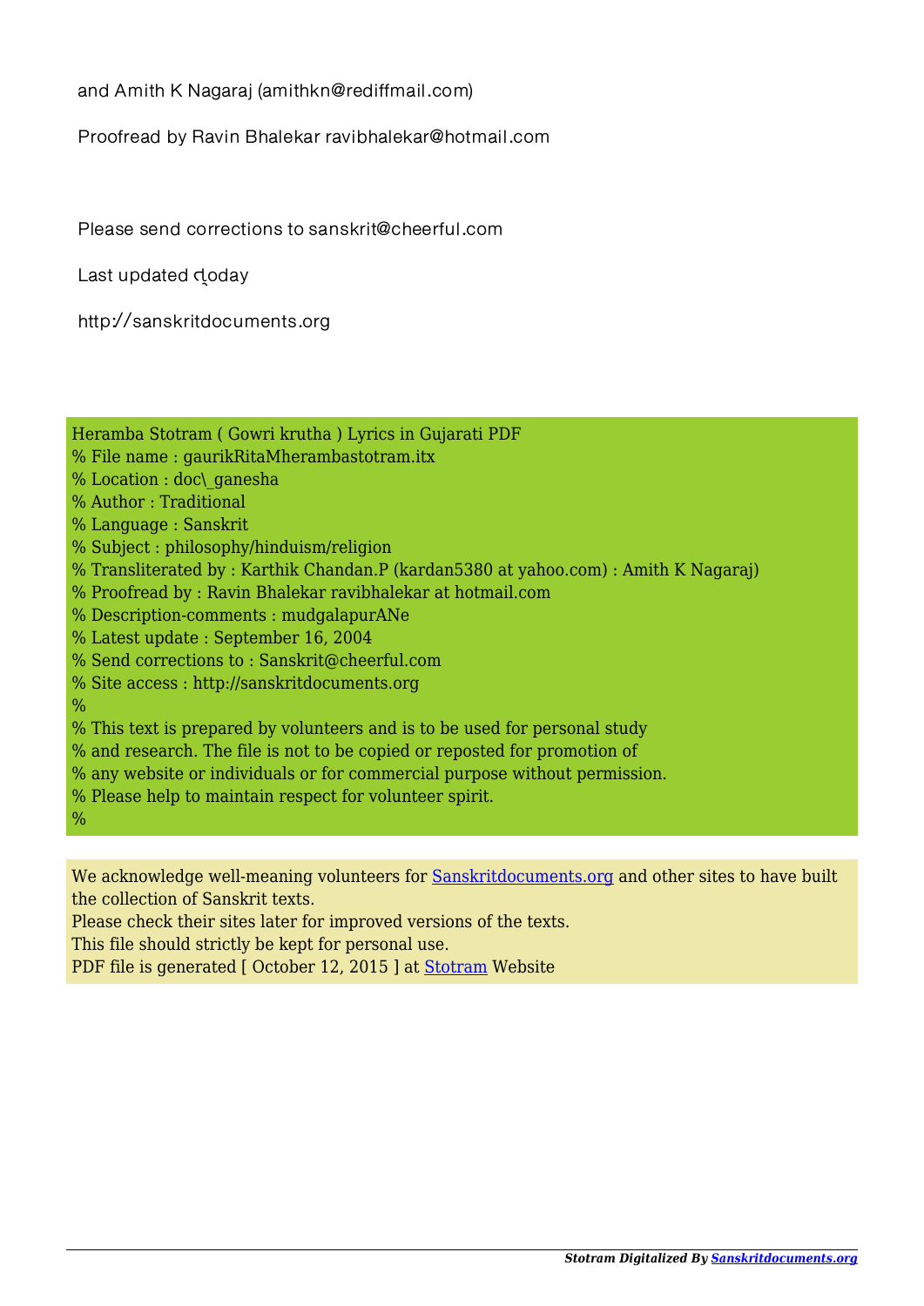and Amith K Nagaraj (amithkn@rediffmail.com)

Proofread by Ravin Bhalekar ravibhalekar@hotmail.com

Please send corrections to sanskrit@cheerful.com

Last updated હoday

http://sanskritdocuments.org

Heramba Stotram ( Gowri krutha ) Lyrics in Gujarati PDF
% File name : gaurikRitaMherambastotram.itx
% Location : doc\_ganesha
% Author : Traditional
% Language : Sanskrit
% Subject : philosophy/hinduism/religion
% Transliterated by : Karthik Chandan.P (kardan5380 at yahoo.com) : Amith K Nagaraj)
% Proofread by : Ravin Bhalekar ravibhalekar at hotmail.com
% Description-comments : mudgalapurANe
% Latest update : September 16, 2004
% Send corrections to : Sanskrit@cheerful.com
% Site access : http://sanskritdocuments.org
%
% This text is prepared by volunteers and is to be used for personal study
% and research. The file is not to be copied or reposted for promotion of
% any website or individuals or for commercial purpose without permission.
% Please help to maintain respect for volunteer spirit.
%

We acknowledge well-meaning volunteers for Sanskritdocuments.org and other sites to have built the collection of Sanskrit texts.
Please check their sites later for improved versions of the texts.
This file should strictly be kept for personal use.
PDF file is generated [ October 12, 2015 ] at Stotram Website